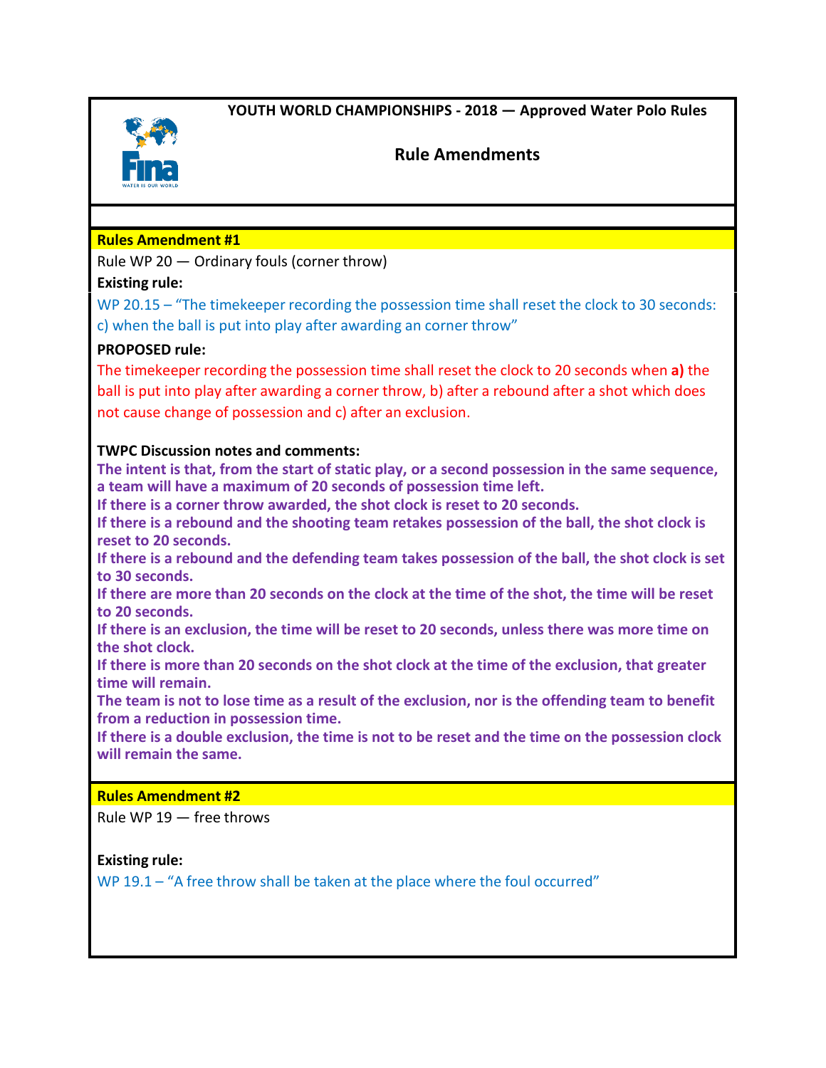# YOUTH WORLD CHAMPIONSHIPS - 2018 — Approved Water Polo Rules

## Rule Amendments

### Rules Amendment #1

Rule WP 20 — Ordinary fouls (corner throw)

**Existing rule:**

WP 20.15 – "The timekeeper recording the possession time shall reset the clock to 30 seconds: c) when the ball is put into play after awarding an corner throw"

**PROPOSED rule:**

The timekeeper recording the possession time shall reset the clock to 20 seconds when **a)** the ball is put into play after awarding a corner throw, b) after a rebound after a shot which does not cause change of possession and c) after an exclusion.

**TWPC Discussion notes and comments:**

**The intent is that, from the start of static play, or a second possession in the same sequence, a team will have a maximum of 20 seconds of possession time left.**
**If there is a corner throw awarded, the shot clock is reset to 20 seconds.**
**If there is a rebound and the shooting team retakes possession of the ball, the shot clock is reset to 20 seconds.**
**If there is a rebound and the defending team takes possession of the ball, the shot clock is set to 30 seconds.**
**If there are more than 20 seconds on the clock at the time of the shot, the time will be reset to 20 seconds.**
**If there is an exclusion, the time will be reset to 20 seconds, unless there was more time on the shot clock.**
**If there is more than 20 seconds on the shot clock at the time of the exclusion, that greater time will remain.**
**The team is not to lose time as a result of the exclusion, nor is the offending team to benefit from a reduction in possession time.**
**If there is a double exclusion, the time is not to be reset and the time on the possession clock will remain the same.**

### Rules Amendment #2

Rule WP 19 — free throws

**Existing rule:**

WP 19.1 – "A free throw shall be taken at the place where the foul occurred"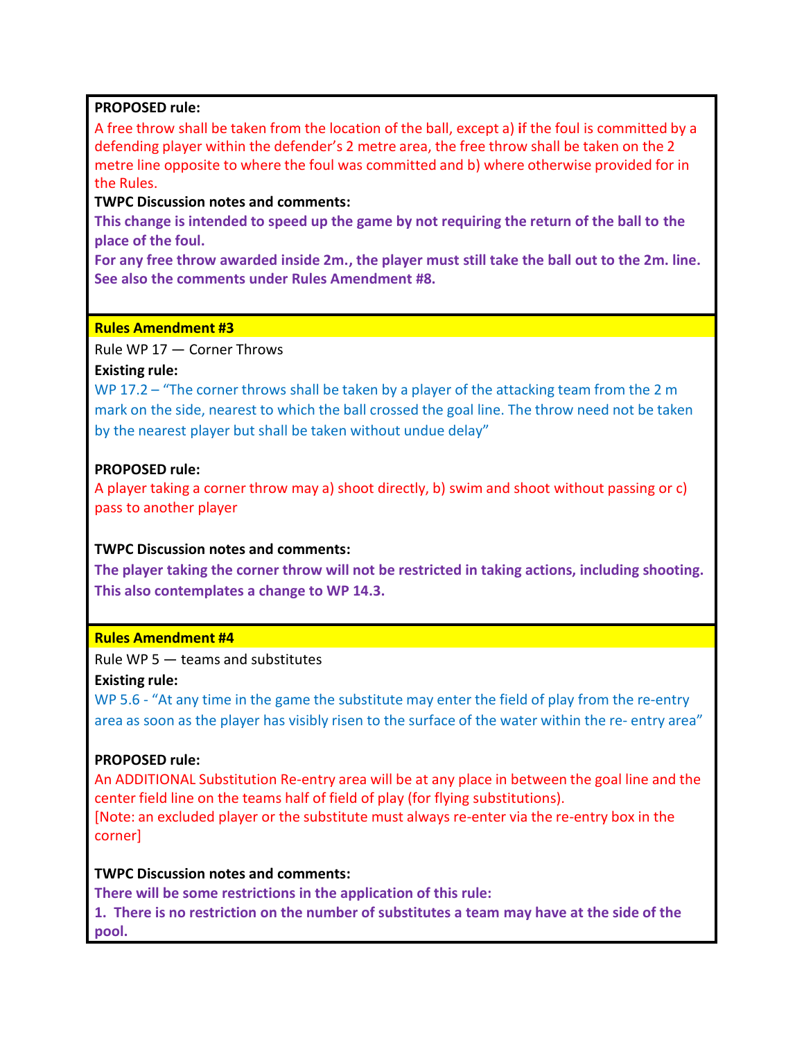**PROPOSED rule:**

A free throw shall be taken from the location of the ball, except a) **i**f the foul is committed by a defending player within the defender's 2 metre area, the free throw shall be taken on the 2 metre line opposite to where the foul was committed and b) where otherwise provided for in the Rules.

**TWPC Discussion notes and comments:**

**This change is intended to speed up the game by not requiring the return of the ball to the place of the foul.**

**For any free throw awarded inside 2m., the player must still take the ball out to the 2m. line. See also the comments under Rules Amendment #8.**

## Rules Amendment #3

Rule WP 17 — Corner Throws

**Existing rule:**

WP 17.2 – "The corner throws shall be taken by a player of the attacking team from the 2 m mark on the side, nearest to which the ball crossed the goal line. The throw need not be taken by the nearest player but shall be taken without undue delay"

**PROPOSED rule:**

A player taking a corner throw may a) shoot directly, b) swim and shoot without passing or c) pass to another player

**TWPC Discussion notes and comments:**

**The player taking the corner throw will not be restricted in taking actions, including shooting. This also contemplates a change to WP 14.3.**

## Rules Amendment #4

Rule WP 5 — teams and substitutes

**Existing rule:**

WP 5.6 - "At any time in the game the substitute may enter the field of play from the re-entry area as soon as the player has visibly risen to the surface of the water within the re- entry area"

**PROPOSED rule:**

An ADDITIONAL Substitution Re-entry area will be at any place in between the goal line and the center field line on the teams half of field of play (for flying substitutions).

[Note: an excluded player or the substitute must always re-enter via the re-entry box in the corner]

**TWPC Discussion notes and comments:**

**There will be some restrictions in the application of this rule:**

**1. There is no restriction on the number of substitutes a team may have at the side of the pool.**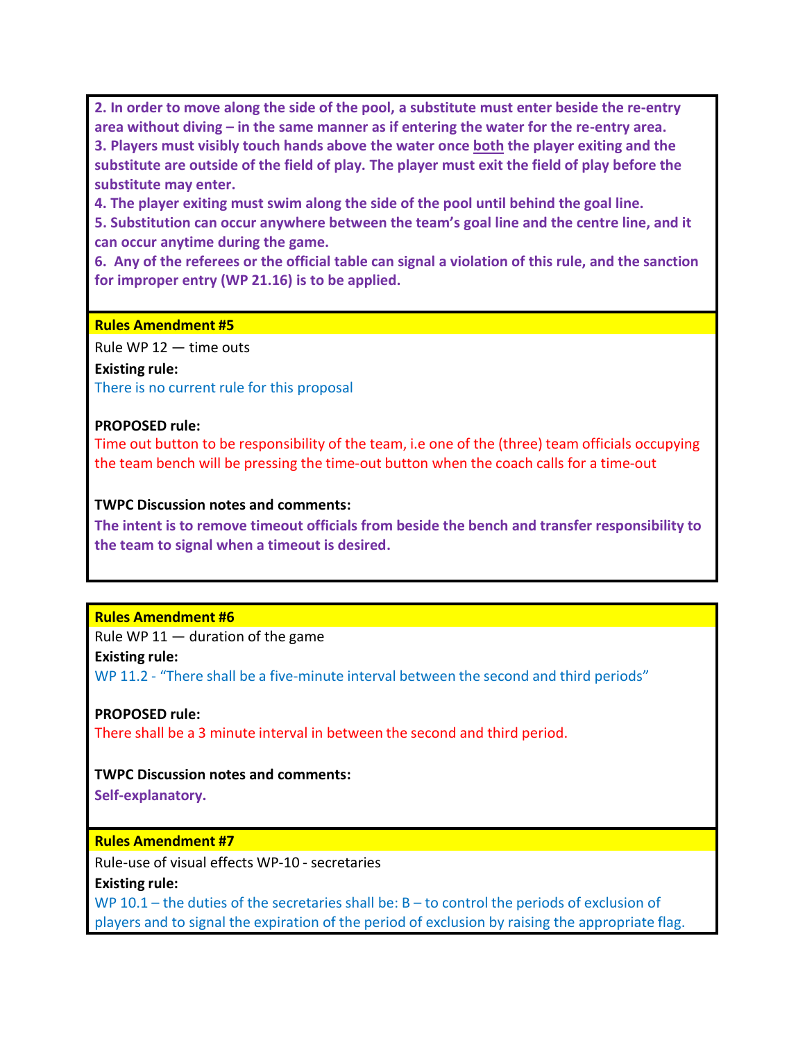**2. In order to move along the side of the pool, a substitute must enter beside the re-entry area without diving – in the same manner as if entering the water for the re-entry area.**
**3. Players must visibly touch hands above the water once both the player exiting and the substitute are outside of the field of play. The player must exit the field of play before the substitute may enter.**
**4. The player exiting must swim along the side of the pool until behind the goal line.**
**5. Substitution can occur anywhere between the team's goal line and the centre line, and it can occur anytime during the game.**
**6. Any of the referees or the official table can signal a violation of this rule, and the sanction for improper entry (WP 21.16) is to be applied.**

**Rules Amendment #5**

Rule WP 12 — time outs

**Existing rule:**

There is no current rule for this proposal

**PROPOSED rule:**

Time out button to be responsibility of the team, i.e one of the (three) team officials occupying the team bench will be pressing the time-out button when the coach calls for a time-out

**TWPC Discussion notes and comments:**

**The intent is to remove timeout officials from beside the bench and transfer responsibility to the team to signal when a timeout is desired.**

**Rules Amendment #6**

Rule WP 11 — duration of the game

**Existing rule:**

WP 11.2 - "There shall be a five-minute interval between the second and third periods"

**PROPOSED rule:**

There shall be a 3 minute interval in between the second and third period.

**TWPC Discussion notes and comments:**

**Self-explanatory.**

**Rules Amendment #7**

Rule-use of visual effects WP-10 - secretaries

**Existing rule:**

WP 10.1 – the duties of the secretaries shall be: B – to control the periods of exclusion of players and to signal the expiration of the period of exclusion by raising the appropriate flag.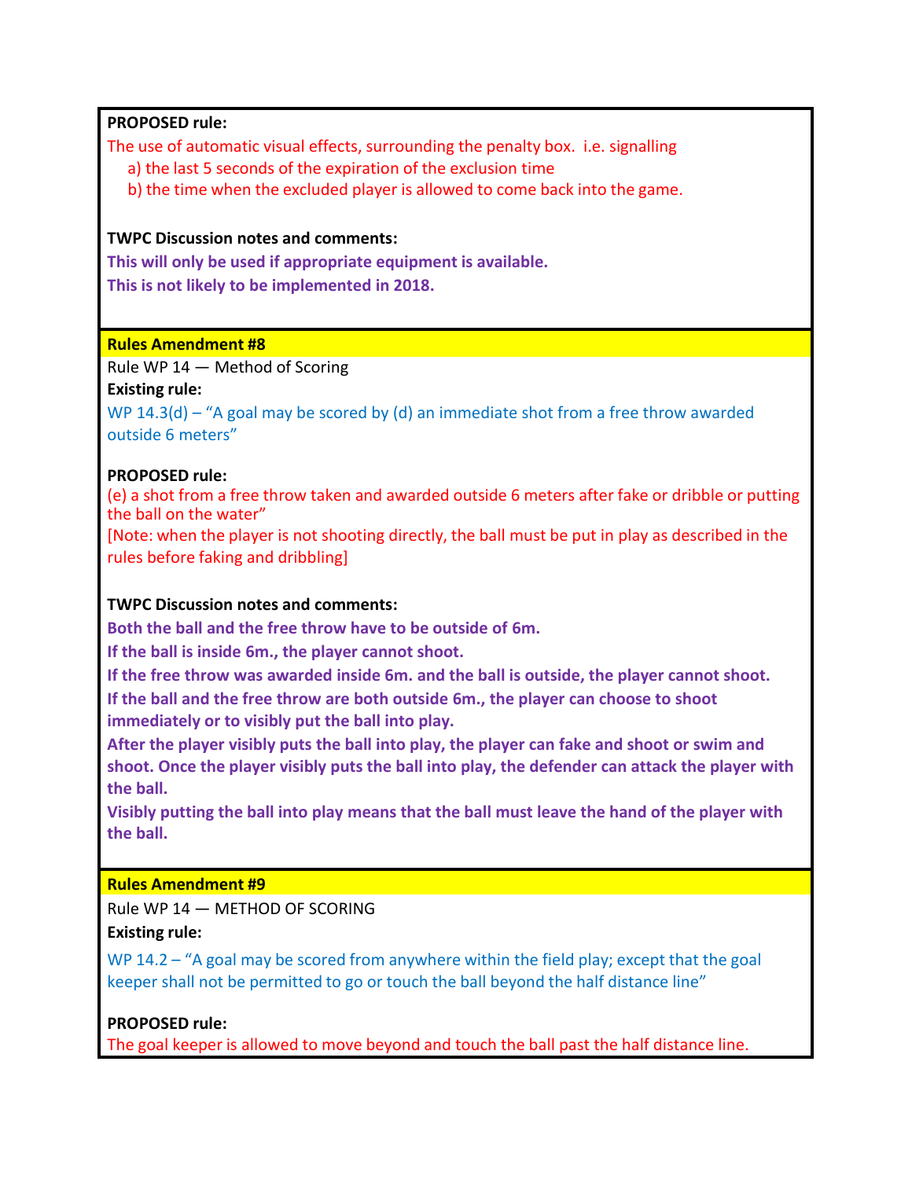**PROPOSED rule:**

The use of automatic visual effects, surrounding the penalty box. i.e. signalling

a) the last 5 seconds of the expiration of the exclusion time

b) the time when the excluded player is allowed to come back into the game.

**TWPC Discussion notes and comments:**

**This will only be used if appropriate equipment is available.**

**This is not likely to be implemented in 2018.**

**Rules Amendment #8**

Rule WP 14 — Method of Scoring

**Existing rule:**

WP 14.3(d) – "A goal may be scored by (d) an immediate shot from a free throw awarded outside 6 meters"

**PROPOSED rule:**

(e) a shot from a free throw taken and awarded outside 6 meters after fake or dribble or putting the ball on the water"

[Note: when the player is not shooting directly, the ball must be put in play as described in the rules before faking and dribbling]

**TWPC Discussion notes and comments:**

**Both the ball and the free throw have to be outside of 6m.**

**If the ball is inside 6m., the player cannot shoot.**

**If the free throw was awarded inside 6m. and the ball is outside, the player cannot shoot.**

**If the ball and the free throw are both outside 6m., the player can choose to shoot immediately or to visibly put the ball into play.**

**After the player visibly puts the ball into play, the player can fake and shoot or swim and shoot. Once the player visibly puts the ball into play, the defender can attack the player with the ball.**

**Visibly putting the ball into play means that the ball must leave the hand of the player with the ball.**

**Rules Amendment #9**

Rule WP 14 — METHOD OF SCORING

**Existing rule:**

WP 14.2 – "A goal may be scored from anywhere within the field play; except that the goal keeper shall not be permitted to go or touch the ball beyond the half distance line"

**PROPOSED rule:**

The goal keeper is allowed to move beyond and touch the ball past the half distance line.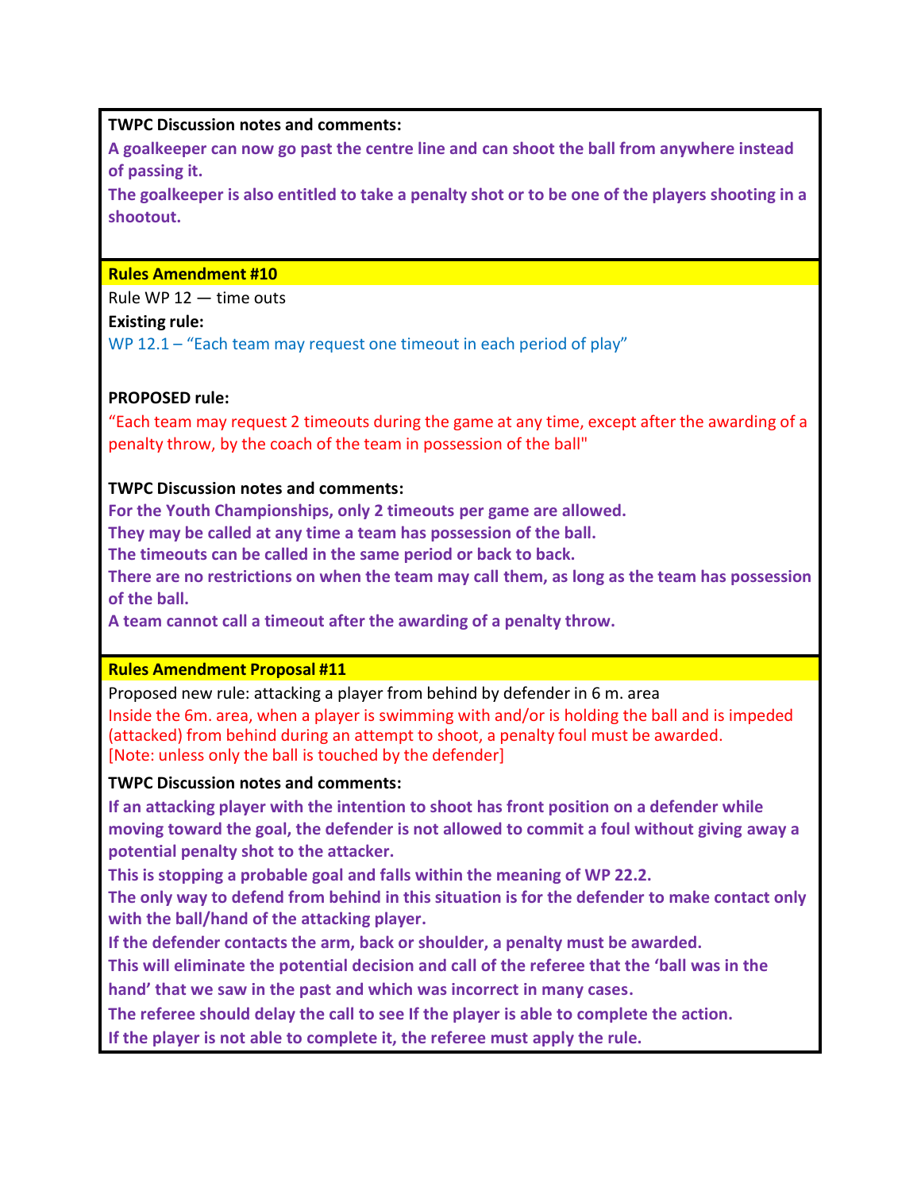**TWPC Discussion notes and comments:**

**A goalkeeper can now go past the centre line and can shoot the ball from anywhere instead of passing it.**

**The goalkeeper is also entitled to take a penalty shot or to be one of the players shooting in a shootout.**

### Rules Amendment #10

Rule WP 12 — time outs

**Existing rule:**

WP 12.1 – "Each team may request one timeout in each period of play"

**PROPOSED rule:**

"Each team may request 2 timeouts during the game at any time, except after the awarding of a penalty throw, by the coach of the team in possession of the ball"

**TWPC Discussion notes and comments:**

**For the Youth Championships, only 2 timeouts per game are allowed.**

**They may be called at any time a team has possession of the ball.**

**The timeouts can be called in the same period or back to back.**

**There are no restrictions on when the team may call them, as long as the team has possession of the ball.**

**A team cannot call a timeout after the awarding of a penalty throw.**

### Rules Amendment Proposal #11

Proposed new rule: attacking a player from behind by defender in 6 m. area

Inside the 6m. area, when a player is swimming with and/or is holding the ball and is impeded (attacked) from behind during an attempt to shoot, a penalty foul must be awarded.
[Note: unless only the ball is touched by the defender]

**TWPC Discussion notes and comments:**

**If an attacking player with the intention to shoot has front position on a defender while moving toward the goal, the defender is not allowed to commit a foul without giving away a potential penalty shot to the attacker.**

**This is stopping a probable goal and falls within the meaning of WP 22.2.**

**The only way to defend from behind in this situation is for the defender to make contact only with the ball/hand of the attacking player.**

**If the defender contacts the arm, back or shoulder, a penalty must be awarded.**

**This will eliminate the potential decision and call of the referee that the 'ball was in the hand' that we saw in the past and which was incorrect in many cases.**

**The referee should delay the call to see If the player is able to complete the action.**

**If the player is not able to complete it, the referee must apply the rule.**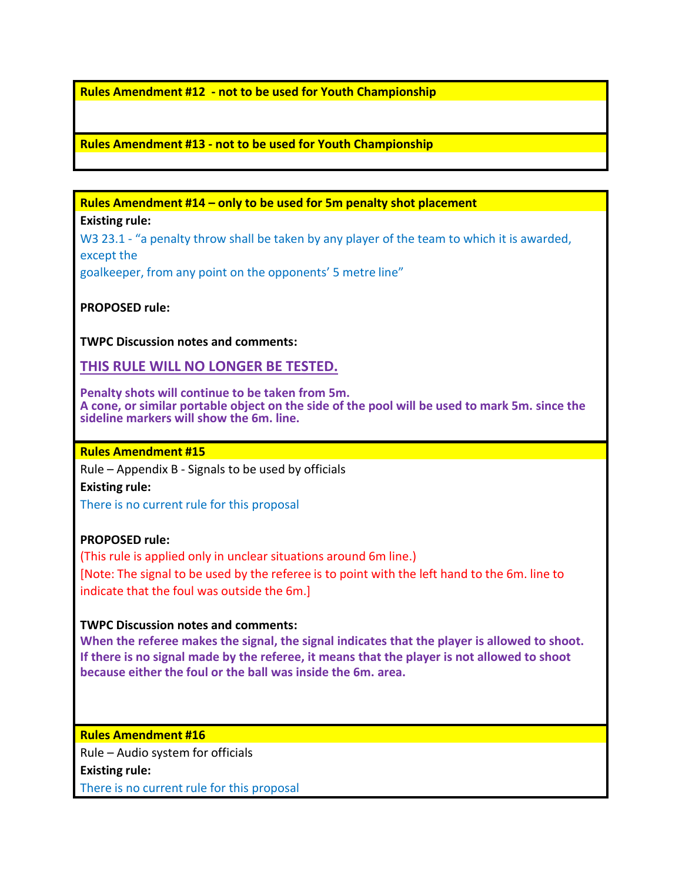**Rules Amendment #12 - not to be used for Youth Championship**

**Rules Amendment #13 - not to be used for Youth Championship**

**Rules Amendment #14 – only to be used for 5m penalty shot placement**

**Existing rule:**

W3 23.1 - "a penalty throw shall be taken by any player of the team to which it is awarded, except the
goalkeeper, from any point on the opponents' 5 metre line"

**PROPOSED rule:**

**TWPC Discussion notes and comments:**

**THIS RULE WILL NO LONGER BE TESTED.**

**Penalty shots will continue to be taken from 5m.**
**A cone, or similar portable object on the side of the pool will be used to mark 5m. since the sideline markers will show the 6m. line.**

**Rules Amendment #15**

Rule – Appendix B - Signals to be used by officials

**Existing rule:**

There is no current rule for this proposal

**PROPOSED rule:**

(This rule is applied only in unclear situations around 6m line.)

[Note: The signal to be used by the referee is to point with the left hand to the 6m. line to indicate that the foul was outside the 6m.]

**TWPC Discussion notes and comments:**

**When the referee makes the signal, the signal indicates that the player is allowed to shoot. If there is no signal made by the referee, it means that the player is not allowed to shoot because either the foul or the ball was inside the 6m. area.**

**Rules Amendment #16**

Rule – Audio system for officials

**Existing rule:**

There is no current rule for this proposal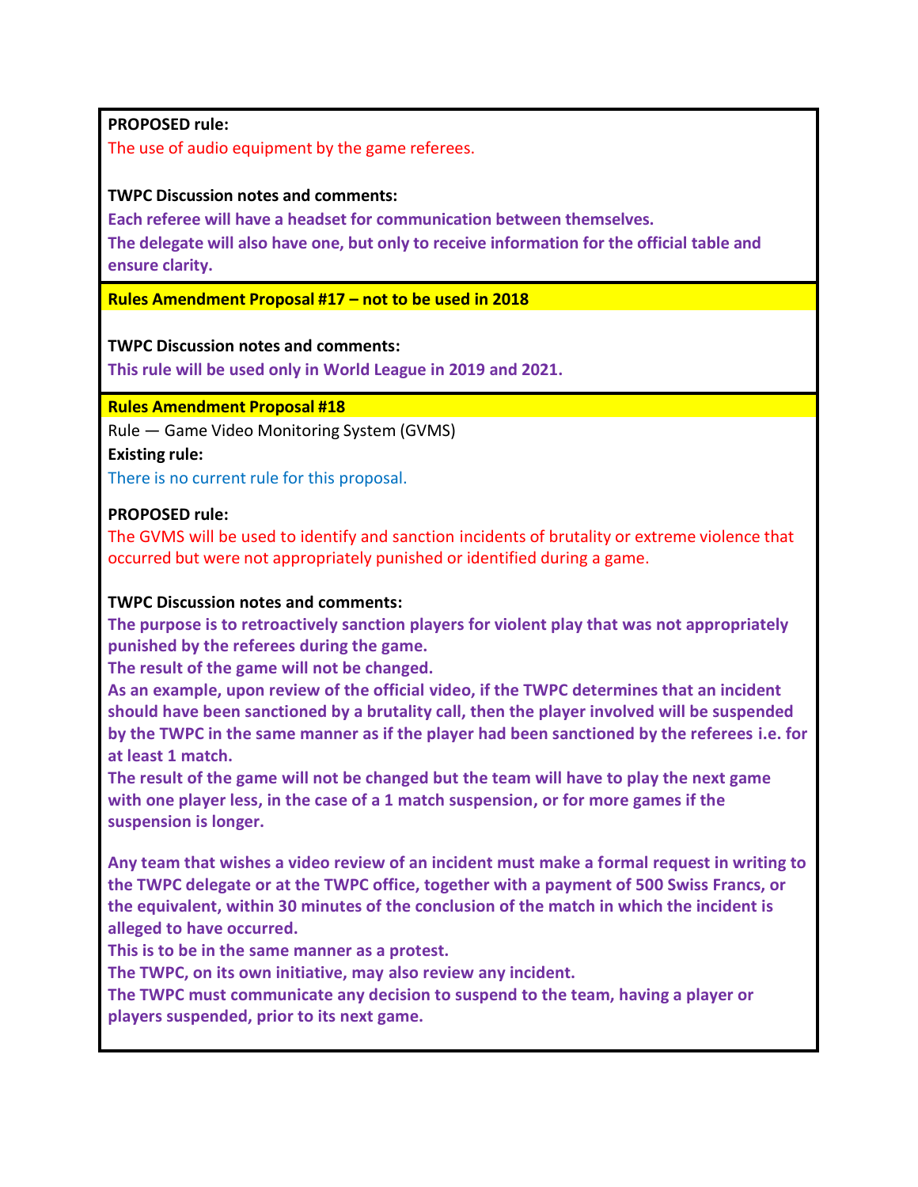**PROPOSED rule:**

The use of audio equipment by the game referees.

**TWPC Discussion notes and comments:**

**Each referee will have a headset for communication between themselves.**

**The delegate will also have one, but only to receive information for the official table and ensure clarity.**

**Rules Amendment Proposal #17 – not to be used in 2018**

**TWPC Discussion notes and comments:**

**This rule will be used only in World League in 2019 and 2021.**

**Rules Amendment Proposal #18**

Rule — Game Video Monitoring System (GVMS)

**Existing rule:**

There is no current rule for this proposal.

**PROPOSED rule:**

The GVMS will be used to identify and sanction incidents of brutality or extreme violence that occurred but were not appropriately punished or identified during a game.

**TWPC Discussion notes and comments:**

**The purpose is to retroactively sanction players for violent play that was not appropriately punished by the referees during the game.**

**The result of the game will not be changed.**

**As an example, upon review of the official video, if the TWPC determines that an incident should have been sanctioned by a brutality call, then the player involved will be suspended by the TWPC in the same manner as if the player had been sanctioned by the referees i.e. for at least 1 match.**

**The result of the game will not be changed but the team will have to play the next game with one player less, in the case of a 1 match suspension, or for more games if the suspension is longer.**

**Any team that wishes a video review of an incident must make a formal request in writing to the TWPC delegate or at the TWPC office, together with a payment of 500 Swiss Francs, or the equivalent, within 30 minutes of the conclusion of the match in which the incident is alleged to have occurred.**

**This is to be in the same manner as a protest.**

**The TWPC, on its own initiative, may also review any incident.**

**The TWPC must communicate any decision to suspend to the team, having a player or players suspended, prior to its next game.**